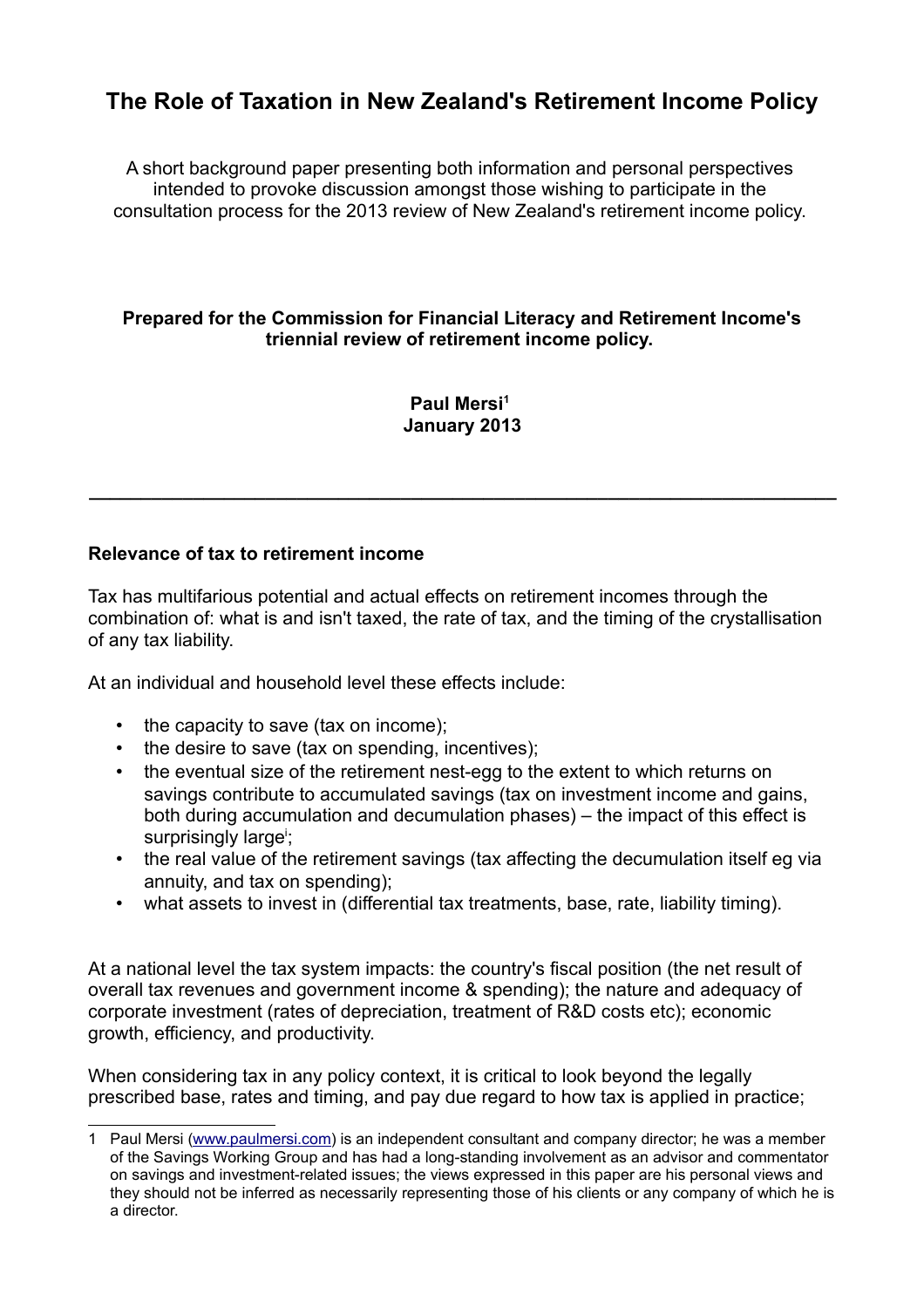# The Role of Taxation in New Zealand's Retirement Income Policy

A short background paper presenting both information and personal perspectives intended to provoke discussion amongst those wishing to participate in the consultation process for the 2013 review of New Zealand's retirement income policy.

**Prepared for the Commission for Financial Literacy and Retirement Income's triennial review of retirement income policy.**

**Paul Mersi[1]**
**January 2013**

---

## Relevance of tax to retirement income

Tax has multifarious potential and actual effects on retirement incomes through the combination of: what is and isn't taxed, the rate of tax, and the timing of the crystallisation of any tax liability.

At an individual and household level these effects include:

- the capacity to save (tax on income);
- the desire to save (tax on spending, incentives);
- the eventual size of the retirement nest-egg to the extent to which returns on savings contribute to accumulated savings (tax on investment income and gains, both during accumulation and decumulation phases) – the impact of this effect is surprisingly large[i];
- the real value of the retirement savings (tax affecting the decumulation itself eg via annuity, and tax on spending);
- what assets to invest in (differential tax treatments, base, rate, liability timing).

At a national level the tax system impacts: the country's fiscal position (the net result of overall tax revenues and government income & spending); the nature and adequacy of corporate investment (rates of depreciation, treatment of R&D costs etc); economic growth, efficiency, and productivity.

When considering tax in any policy context, it is critical to look beyond the legally prescribed base, rates and timing, and pay due regard to how tax is applied in practice;

---

1 Paul Mersi (www.paulmersi.com) is an independent consultant and company director; he was a member of the Savings Working Group and has had a long-standing involvement as an advisor and commentator on savings and investment-related issues; the views expressed in this paper are his personal views and they should not be inferred as necessarily representing those of his clients or any company of which he is a director.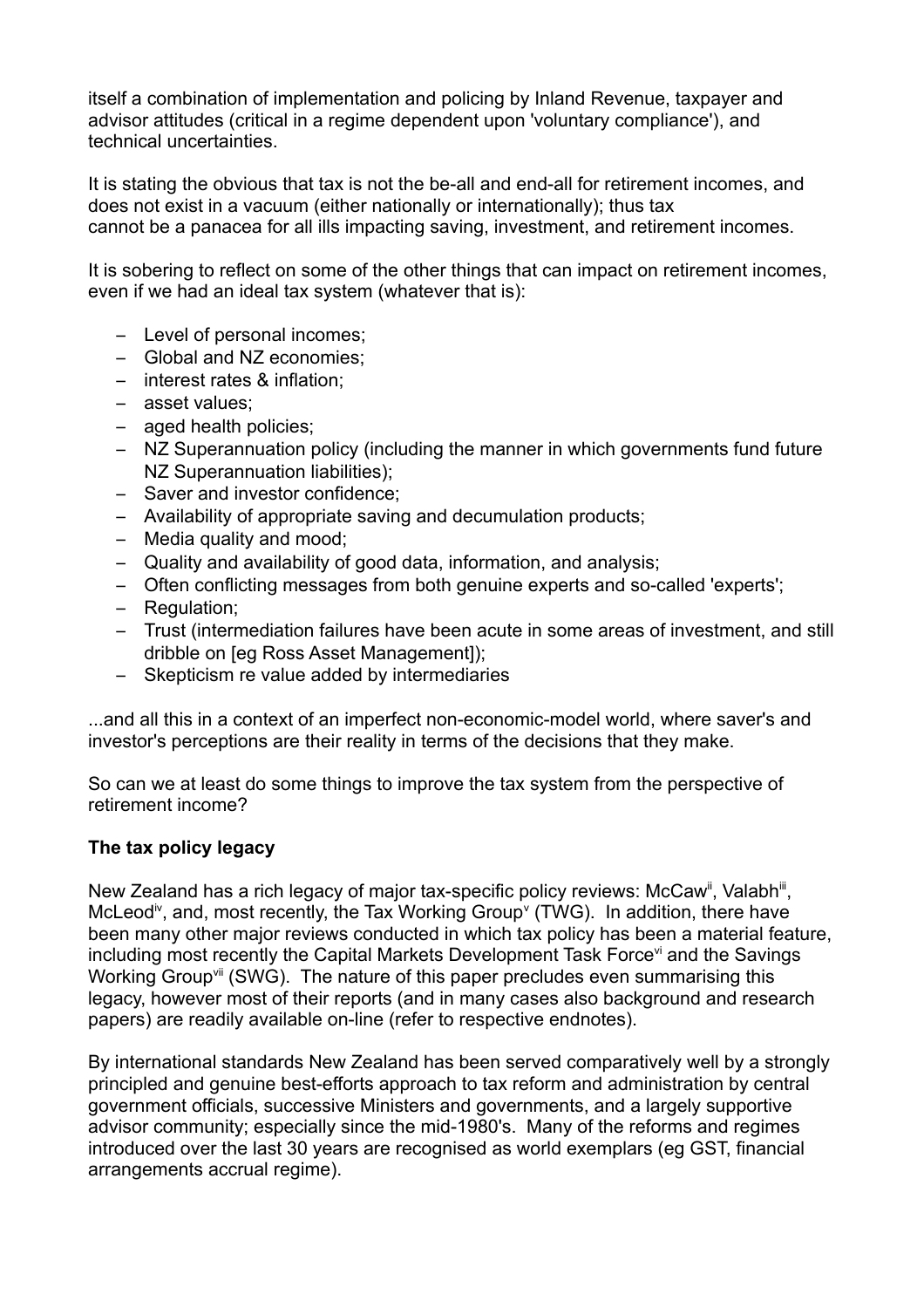itself a combination of implementation and policing by Inland Revenue, taxpayer and advisor attitudes (critical in a regime dependent upon 'voluntary compliance'), and technical uncertainties.

It is stating the obvious that tax is not the be-all and end-all for retirement incomes, and does not exist in a vacuum (either nationally or internationally); thus tax cannot be a panacea for all ills impacting saving, investment, and retirement incomes.

It is sobering to reflect on some of the other things that can impact on retirement incomes, even if we had an ideal tax system (whatever that is):

- Level of personal incomes;
- Global and NZ economies;
- interest rates & inflation;
- asset values;
- aged health policies;
- NZ Superannuation policy (including the manner in which governments fund future NZ Superannuation liabilities);
- Saver and investor confidence;
- Availability of appropriate saving and decumulation products;
- Media quality and mood;
- Quality and availability of good data, information, and analysis;
- Often conflicting messages from both genuine experts and so-called 'experts';
- Regulation;
- Trust (intermediation failures have been acute in some areas of investment, and still dribble on [eg Ross Asset Management]);
- Skepticism re value added by intermediaries

...and all this in a context of an imperfect non-economic-model world, where saver's and investor's perceptions are their reality in terms of the decisions that they make.

So can we at least do some things to improve the tax system from the perspective of retirement income?

**The tax policy legacy**

New Zealand has a rich legacy of major tax-specific policy reviews: McCaw[ii], Valabh[iii], McLeod[iv], and, most recently, the Tax Working Group[v] (TWG). In addition, there have been many other major reviews conducted in which tax policy has been a material feature, including most recently the Capital Markets Development Task Force[vi] and the Savings Working Group[vii] (SWG). The nature of this paper precludes even summarising this legacy, however most of their reports (and in many cases also background and research papers) are readily available on-line (refer to respective endnotes).

By international standards New Zealand has been served comparatively well by a strongly principled and genuine best-efforts approach to tax reform and administration by central government officials, successive Ministers and governments, and a largely supportive advisor community; especially since the mid-1980's. Many of the reforms and regimes introduced over the last 30 years are recognised as world exemplars (eg GST, financial arrangements accrual regime).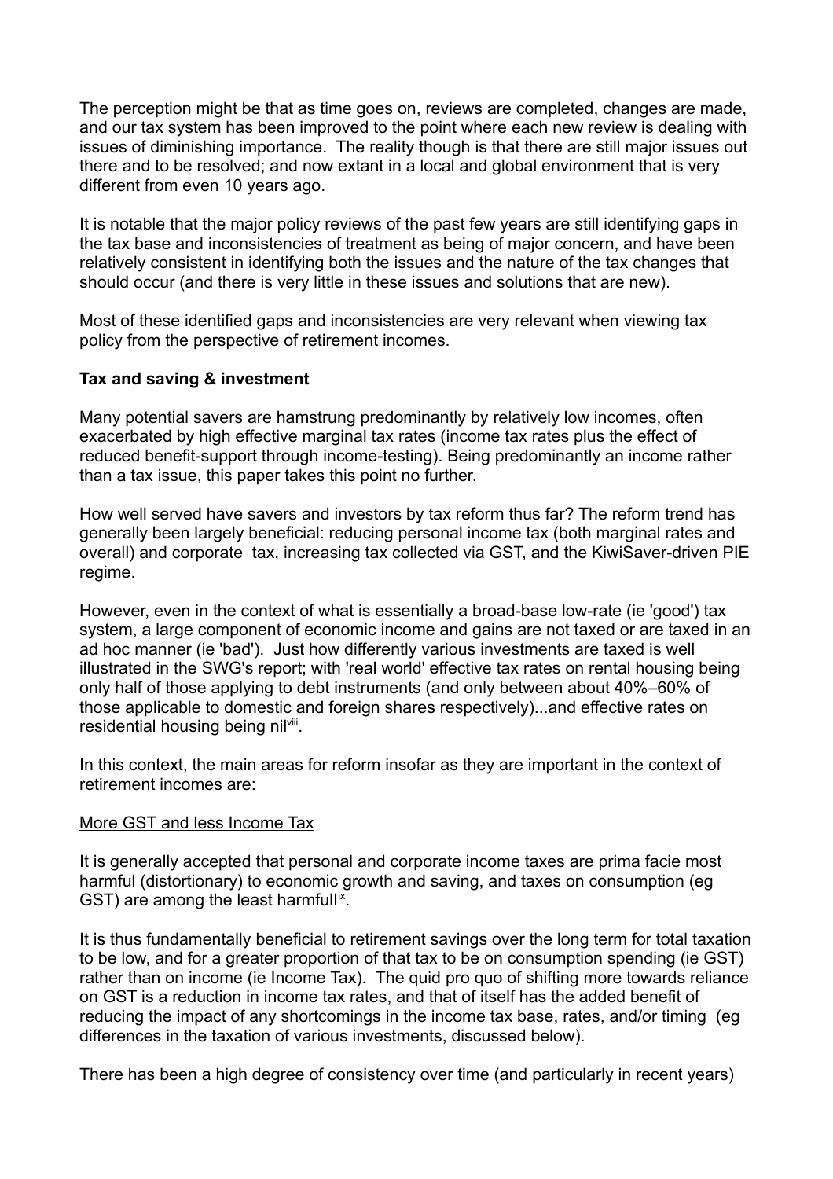The perception might be that as time goes on, reviews are completed, changes are made, and our tax system has been improved to the point where each new review is dealing with issues of diminishing importance. The reality though is that there are still major issues out there and to be resolved; and now extant in a local and global environment that is very different from even 10 years ago.

It is notable that the major policy reviews of the past few years are still identifying gaps in the tax base and inconsistencies of treatment as being of major concern, and have been relatively consistent in identifying both the issues and the nature of the tax changes that should occur (and there is very little in these issues and solutions that are new).

Most of these identified gaps and inconsistencies are very relevant when viewing tax policy from the perspective of retirement incomes.

**Tax and saving & investment**

Many potential savers are hamstrung predominantly by relatively low incomes, often exacerbated by high effective marginal tax rates (income tax rates plus the effect of reduced benefit-support through income-testing). Being predominantly an income rather than a tax issue, this paper takes this point no further.

How well served have savers and investors by tax reform thus far? The reform trend has generally been largely beneficial: reducing personal income tax (both marginal rates and overall) and corporate tax, increasing tax collected via GST, and the KiwiSaver-driven PIE regime.

However, even in the context of what is essentially a broad-base low-rate (ie 'good') tax system, a large component of economic income and gains are not taxed or are taxed in an ad hoc manner (ie 'bad'). Just how differently various investments are taxed is well illustrated in the SWG's report; with 'real world' effective tax rates on rental housing being only half of those applying to debt instruments (and only between about 40%–60% of those applicable to domestic and foreign shares respectively)...and effective rates on residential housing being nil[viii].

In this context, the main areas for reform insofar as they are important in the context of retirement incomes are:

<u>More GST and less Income Tax</u>

It is generally accepted that personal and corporate income taxes are prima facie most harmful (distortionary) to economic growth and saving, and taxes on consumption (eg GST) are among the least harmfull[ix].

It is thus fundamentally beneficial to retirement savings over the long term for total taxation to be low, and for a greater proportion of that tax to be on consumption spending (ie GST) rather than on income (ie Income Tax). The quid pro quo of shifting more towards reliance on GST is a reduction in income tax rates, and that of itself has the added benefit of reducing the impact of any shortcomings in the income tax base, rates, and/or timing (eg differences in the taxation of various investments, discussed below).

There has been a high degree of consistency over time (and particularly in recent years)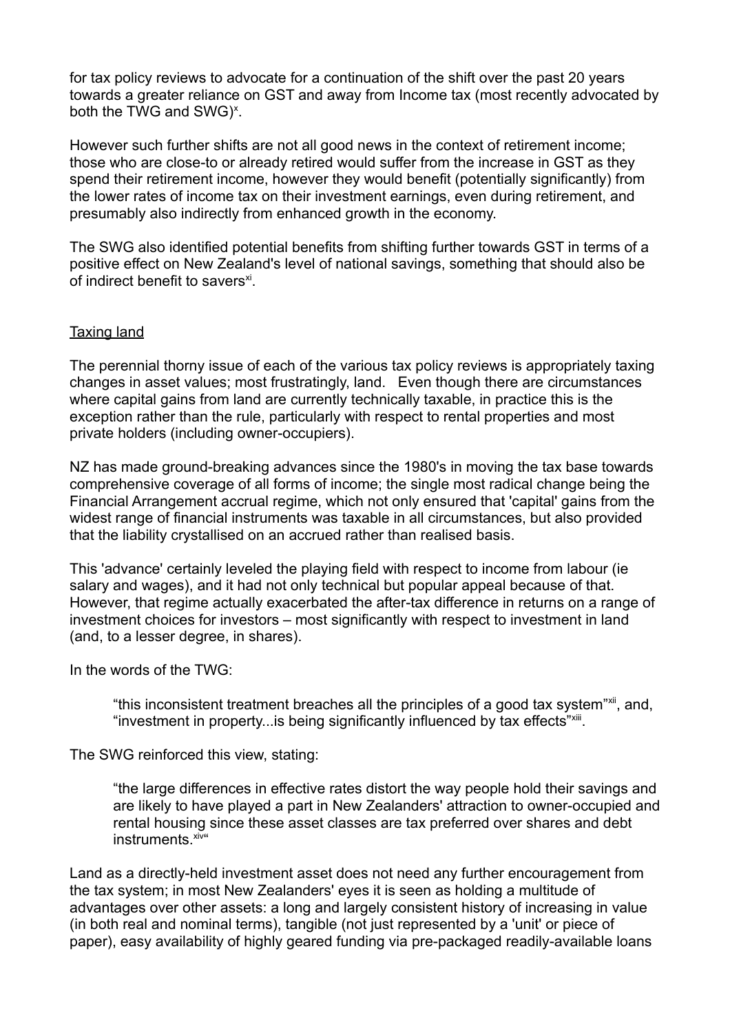for tax policy reviews to advocate for a continuation of the shift over the past 20 years towards a greater reliance on GST and away from Income tax (most recently advocated by both the TWG and SWG)[x].

However such further shifts are not all good news in the context of retirement income; those who are close-to or already retired would suffer from the increase in GST as they spend their retirement income, however they would benefit (potentially significantly) from the lower rates of income tax on their investment earnings, even during retirement, and presumably also indirectly from enhanced growth in the economy.

The SWG also identified potential benefits from shifting further towards GST in terms of a positive effect on New Zealand's level of national savings, something that should also be of indirect benefit to savers[xi].

## Taxing land

The perennial thorny issue of each of the various tax policy reviews is appropriately taxing changes in asset values; most frustratingly, land. Even though there are circumstances where capital gains from land are currently technically taxable, in practice this is the exception rather than the rule, particularly with respect to rental properties and most private holders (including owner-occupiers).

NZ has made ground-breaking advances since the 1980's in moving the tax base towards comprehensive coverage of all forms of income; the single most radical change being the Financial Arrangement accrual regime, which not only ensured that 'capital' gains from the widest range of financial instruments was taxable in all circumstances, but also provided that the liability crystallised on an accrued rather than realised basis.

This 'advance' certainly leveled the playing field with respect to income from labour (ie salary and wages), and it had not only technical but popular appeal because of that. However, that regime actually exacerbated the after-tax difference in returns on a range of investment choices for investors – most significantly with respect to investment in land (and, to a lesser degree, in shares).

In the words of the TWG:

> "this inconsistent treatment breaches all the principles of a good tax system"[xii], and, "investment in property...is being significantly influenced by tax effects"[xiii].

The SWG reinforced this view, stating:

> "the large differences in effective rates distort the way people hold their savings and are likely to have played a part in New Zealanders' attraction to owner-occupied and rental housing since these asset classes are tax preferred over shares and debt instruments.[xiv]"

Land as a directly-held investment asset does not need any further encouragement from the tax system; in most New Zealanders' eyes it is seen as holding a multitude of advantages over other assets: a long and largely consistent history of increasing in value (in both real and nominal terms), tangible (not just represented by a 'unit' or piece of paper), easy availability of highly geared funding via pre-packaged readily-available loans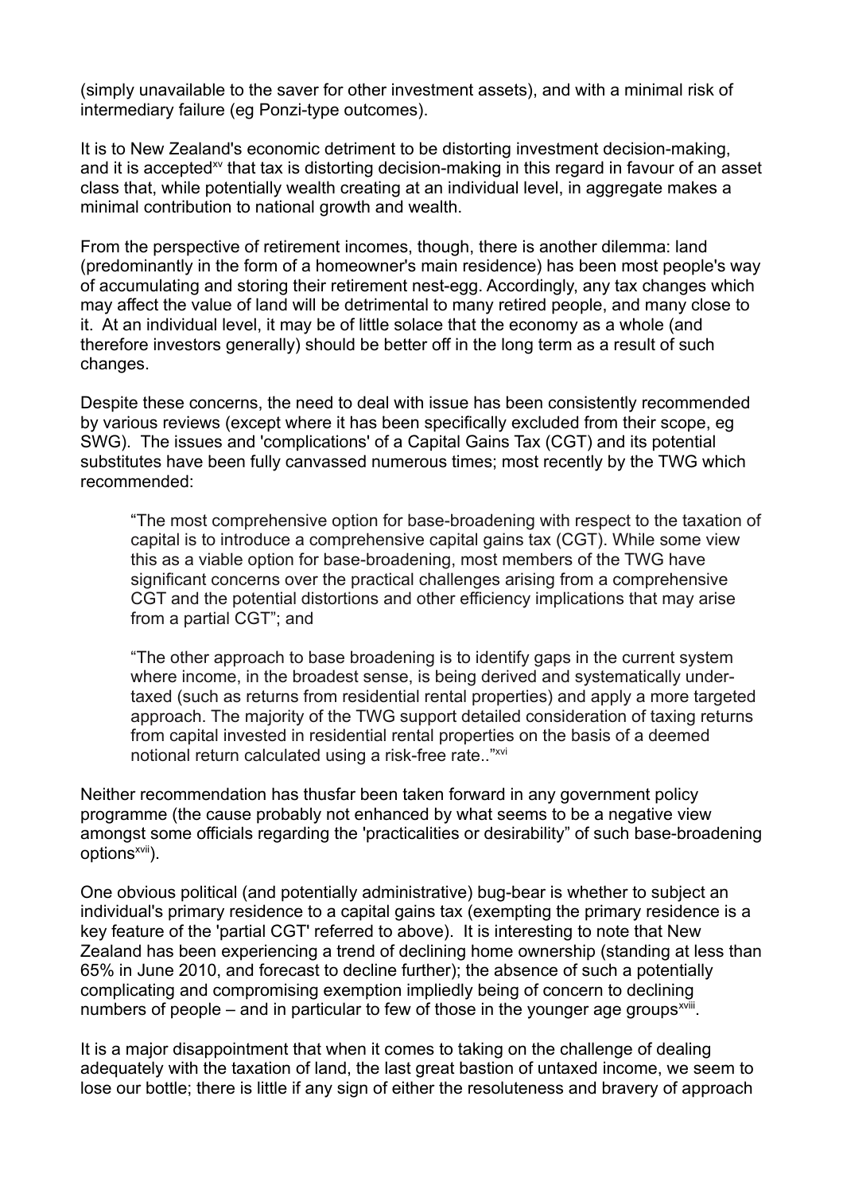(simply unavailable to the saver for other investment assets), and with a minimal risk of intermediary failure (eg Ponzi-type outcomes).

It is to New Zealand's economic detriment to be distorting investment decision-making, and it is accepted[xv] that tax is distorting decision-making in this regard in favour of an asset class that, while potentially wealth creating at an individual level, in aggregate makes a minimal contribution to national growth and wealth.

From the perspective of retirement incomes, though, there is another dilemma: land (predominantly in the form of a homeowner's main residence) has been most people's way of accumulating and storing their retirement nest-egg. Accordingly, any tax changes which may affect the value of land will be detrimental to many retired people, and many close to it. At an individual level, it may be of little solace that the economy as a whole (and therefore investors generally) should be better off in the long term as a result of such changes.

Despite these concerns, the need to deal with issue has been consistently recommended by various reviews (except where it has been specifically excluded from their scope, eg SWG). The issues and 'complications' of a Capital Gains Tax (CGT) and its potential substitutes have been fully canvassed numerous times; most recently by the TWG which recommended:

> "The most comprehensive option for base-broadening with respect to the taxation of capital is to introduce a comprehensive capital gains tax (CGT). While some view this as a viable option for base-broadening, most members of the TWG have significant concerns over the practical challenges arising from a comprehensive CGT and the potential distortions and other efficiency implications that may arise from a partial CGT"; and
>
> "The other approach to base broadening is to identify gaps in the current system where income, in the broadest sense, is being derived and systematically under-taxed (such as returns from residential rental properties) and apply a more targeted approach. The majority of the TWG support detailed consideration of taxing returns from capital invested in residential rental properties on the basis of a deemed notional return calculated using a risk-free rate.."[xvi]

Neither recommendation has thusfar been taken forward in any government policy programme (the cause probably not enhanced by what seems to be a negative view amongst some officials regarding the 'practicalities or desirability" of such base-broadening options[xvii]).

One obvious political (and potentially administrative) bug-bear is whether to subject an individual's primary residence to a capital gains tax (exempting the primary residence is a key feature of the 'partial CGT' referred to above). It is interesting to note that New Zealand has been experiencing a trend of declining home ownership (standing at less than 65% in June 2010, and forecast to decline further); the absence of such a potentially complicating and compromising exemption impliedly being of concern to declining numbers of people – and in particular to few of those in the younger age groups[xviii].

It is a major disappointment that when it comes to taking on the challenge of dealing adequately with the taxation of land, the last great bastion of untaxed income, we seem to lose our bottle; there is little if any sign of either the resoluteness and bravery of approach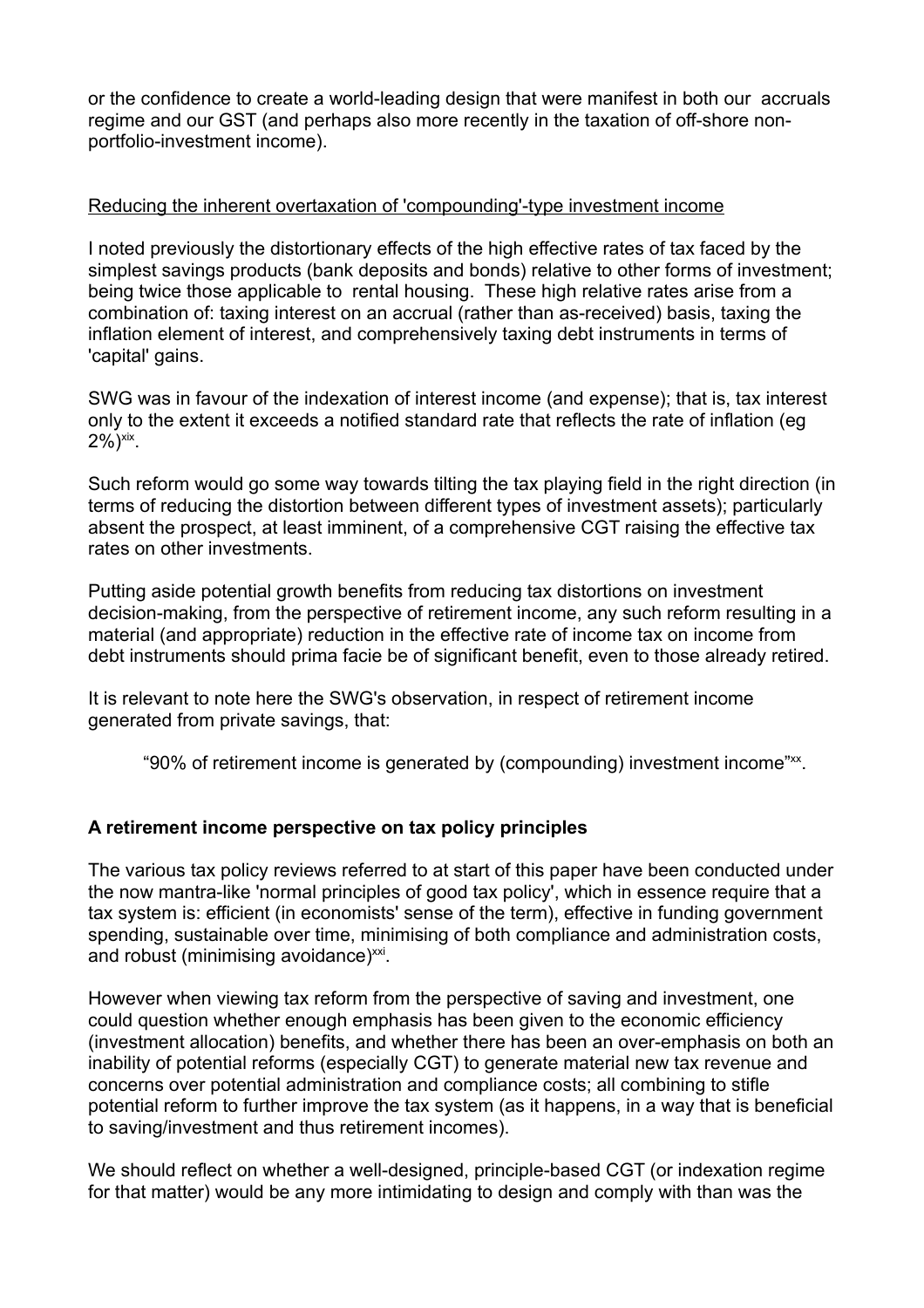or the confidence to create a world-leading design that were manifest in both our accruals regime and our GST (and perhaps also more recently in the taxation of off-shore non-portfolio-investment income).

Reducing the inherent overtaxation of 'compounding'-type investment income

I noted previously the distortionary effects of the high effective rates of tax faced by the simplest savings products (bank deposits and bonds) relative to other forms of investment; being twice those applicable to rental housing. These high relative rates arise from a combination of: taxing interest on an accrual (rather than as-received) basis, taxing the inflation element of interest, and comprehensively taxing debt instruments in terms of 'capital' gains.

SWG was in favour of the indexation of interest income (and expense); that is, tax interest only to the extent it exceeds a notified standard rate that reflects the rate of inflation (eg 2%)[xix].

Such reform would go some way towards tilting the tax playing field in the right direction (in terms of reducing the distortion between different types of investment assets); particularly absent the prospect, at least imminent, of a comprehensive CGT raising the effective tax rates on other investments.

Putting aside potential growth benefits from reducing tax distortions on investment decision-making, from the perspective of retirement income, any such reform resulting in a material (and appropriate) reduction in the effective rate of income tax on income from debt instruments should prima facie be of significant benefit, even to those already retired.

It is relevant to note here the SWG's observation, in respect of retirement income generated from private savings, that:

> "90% of retirement income is generated by (compounding) investment income"[xx].

**A retirement income perspective on tax policy principles**

The various tax policy reviews referred to at start of this paper have been conducted under the now mantra-like 'normal principles of good tax policy', which in essence require that a tax system is: efficient (in economists' sense of the term), effective in funding government spending, sustainable over time, minimising of both compliance and administration costs, and robust (minimising avoidance)[xxi].

However when viewing tax reform from the perspective of saving and investment, one could question whether enough emphasis has been given to the economic efficiency (investment allocation) benefits, and whether there has been an over-emphasis on both an inability of potential reforms (especially CGT) to generate material new tax revenue and concerns over potential administration and compliance costs; all combining to stifle potential reform to further improve the tax system (as it happens, in a way that is beneficial to saving/investment and thus retirement incomes).

We should reflect on whether a well-designed, principle-based CGT (or indexation regime for that matter) would be any more intimidating to design and comply with than was the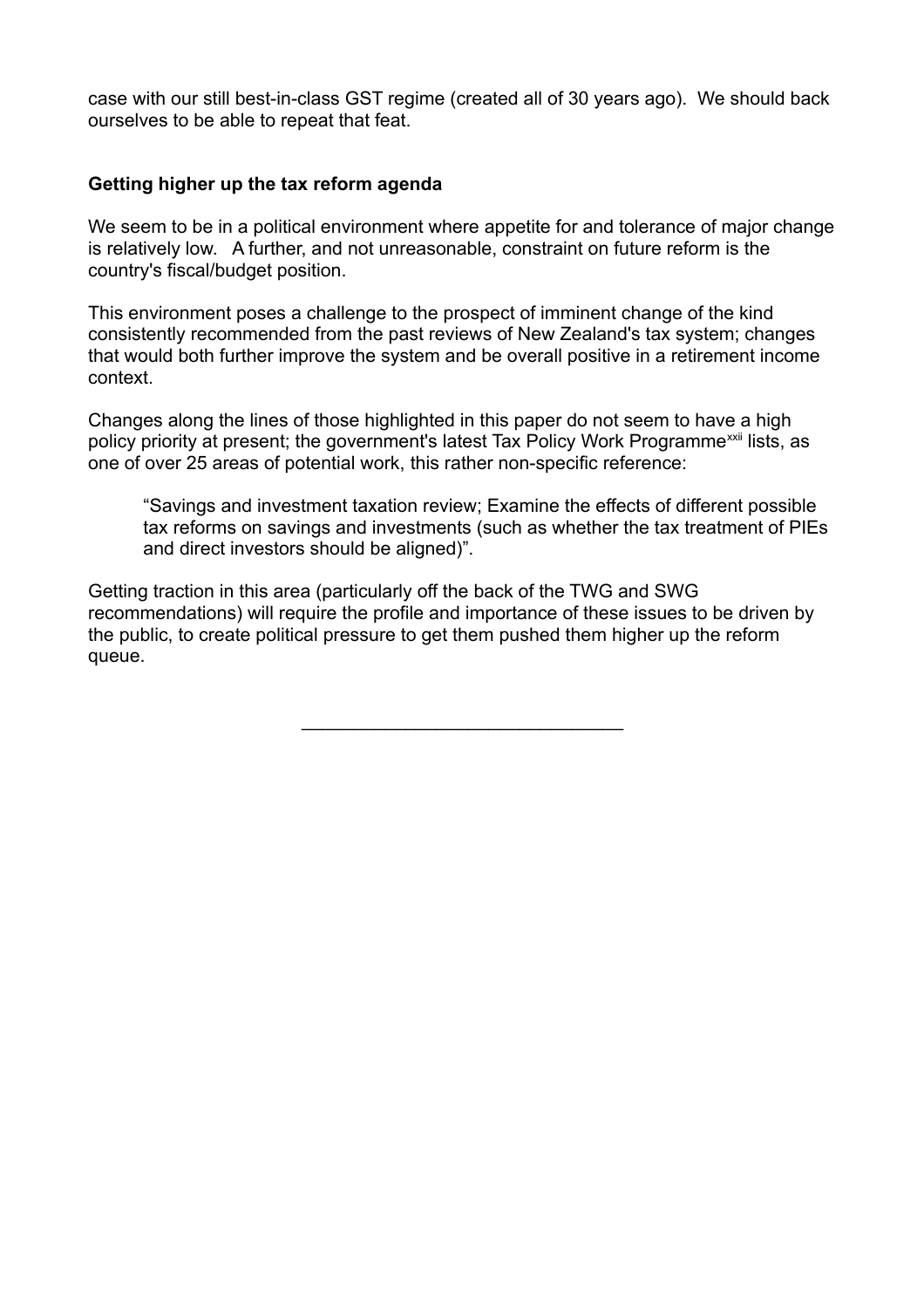case with our still best-in-class GST regime (created all of 30 years ago). We should back ourselves to be able to repeat that feat.

**Getting higher up the tax reform agenda**

We seem to be in a political environment where appetite for and tolerance of major change is relatively low. A further, and not unreasonable, constraint on future reform is the country's fiscal/budget position.

This environment poses a challenge to the prospect of imminent change of the kind consistently recommended from the past reviews of New Zealand's tax system; changes that would both further improve the system and be overall positive in a retirement income context.

Changes along the lines of those highlighted in this paper do not seem to have a high policy priority at present; the government's latest Tax Policy Work Programme[xxii] lists, as one of over 25 areas of potential work, this rather non-specific reference:

> "Savings and investment taxation review; Examine the effects of different possible tax reforms on savings and investments (such as whether the tax treatment of PIEs and direct investors should be aligned)".

Getting traction in this area (particularly off the back of the TWG and SWG recommendations) will require the profile and importance of these issues to be driven by the public, to create political pressure to get them pushed them higher up the reform queue.

---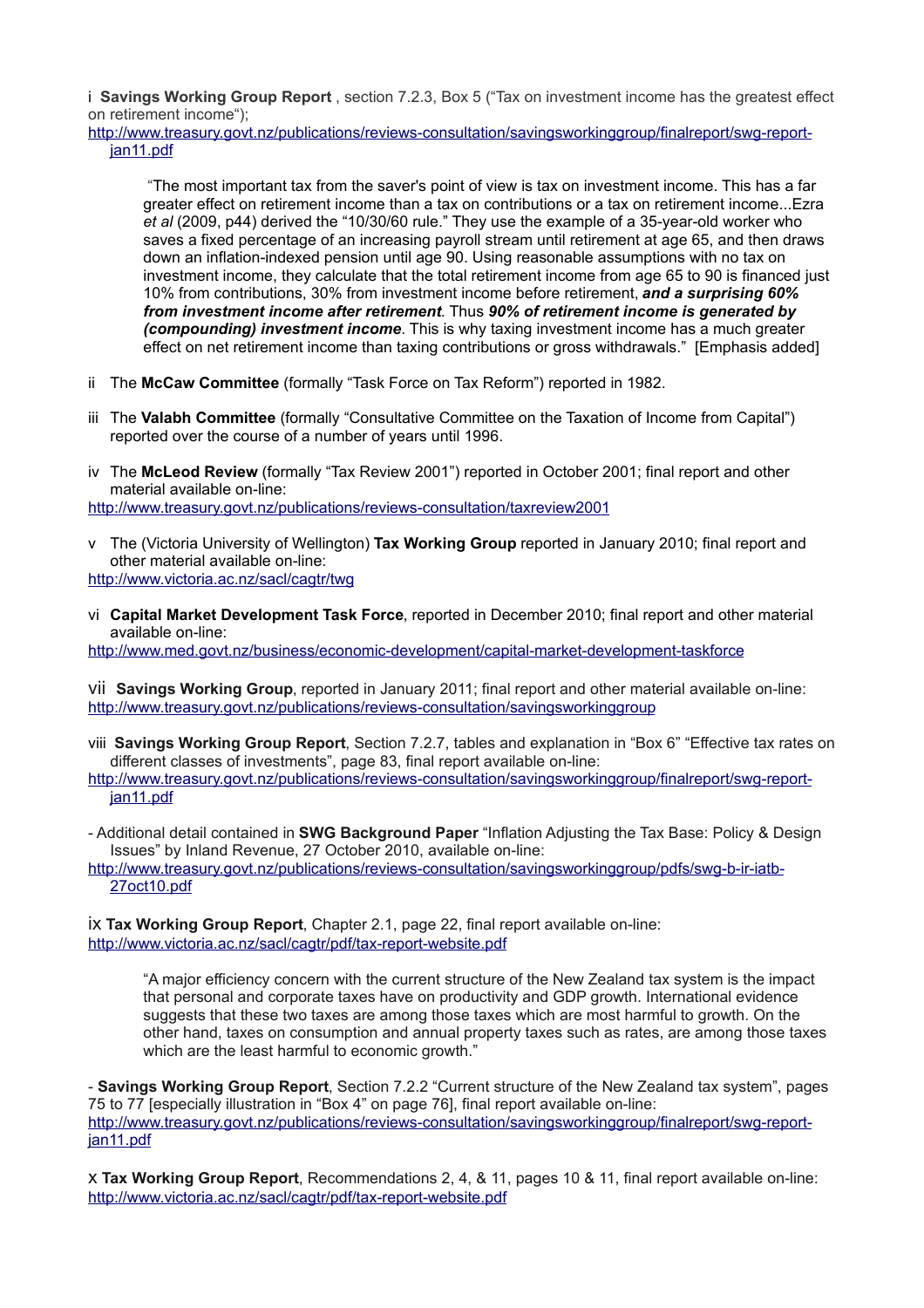i **Savings Working Group Report** , section 7.2.3, Box 5 ("Tax on investment income has the greatest effect on retirement income");
http://www.treasury.govt.nz/publications/reviews-consultation/savingsworkinggroup/finalreport/swg-report-jan11.pdf

> "The most important tax from the saver's point of view is tax on investment income. This has a far greater effect on retirement income than a tax on contributions or a tax on retirement income...Ezra *et al* (2009, p44) derived the "10/30/60 rule." They use the example of a 35-year-old worker who saves a fixed percentage of an increasing payroll stream until retirement at age 65, and then draws down an inflation-indexed pension until age 90. Using reasonable assumptions with no tax on investment income, they calculate that the total retirement income from age 65 to 90 is financed just 10% from contributions, 30% from investment income before retirement, ***and a surprising 60% from investment income after retirement***. Thus ***90% of retirement income is generated by (compounding) investment income***. This is why taxing investment income has a much greater effect on net retirement income than taxing contributions or gross withdrawals." [Emphasis added]

ii The **McCaw Committee** (formally "Task Force on Tax Reform") reported in 1982.

iii The **Valabh Committee** (formally "Consultative Committee on the Taxation of Income from Capital") reported over the course of a number of years until 1996.

iv The **McLeod Review** (formally "Tax Review 2001") reported in October 2001; final report and other material available on-line:
http://www.treasury.govt.nz/publications/reviews-consultation/taxreview2001

v The (Victoria University of Wellington) **Tax Working Group** reported in January 2010; final report and other material available on-line:
http://www.victoria.ac.nz/sacl/cagtr/twg

vi **Capital Market Development Task Force**, reported in December 2010; final report and other material available on-line:
http://www.med.govt.nz/business/economic-development/capital-market-development-taskforce

vii **Savings Working Group**, reported in January 2011; final report and other material available on-line:
http://www.treasury.govt.nz/publications/reviews-consultation/savingsworkinggroup

viii **Savings Working Group Report**, Section 7.2.7, tables and explanation in "Box 6" "Effective tax rates on different classes of investments", page 83, final report available on-line:
http://www.treasury.govt.nz/publications/reviews-consultation/savingsworkinggroup/finalreport/swg-report-jan11.pdf

- Additional detail contained in **SWG Background Paper** "Inflation Adjusting the Tax Base: Policy & Design Issues" by Inland Revenue, 27 October 2010, available on-line:
http://www.treasury.govt.nz/publications/reviews-consultation/savingsworkinggroup/pdfs/swg-b-ir-iatb-27oct10.pdf

ix **Tax Working Group Report**, Chapter 2.1, page 22, final report available on-line:
http://www.victoria.ac.nz/sacl/cagtr/pdf/tax-report-website.pdf

> "A major efficiency concern with the current structure of the New Zealand tax system is the impact that personal and corporate taxes have on productivity and GDP growth. International evidence suggests that these two taxes are among those taxes which are most harmful to growth. On the other hand, taxes on consumption and annual property taxes such as rates, are among those taxes which are the least harmful to economic growth."

- **Savings Working Group Report**, Section 7.2.2 "Current structure of the New Zealand tax system", pages 75 to 77 [especially illustration in "Box 4" on page 76], final report available on-line:
http://www.treasury.govt.nz/publications/reviews-consultation/savingsworkinggroup/finalreport/swg-report-jan11.pdf

x **Tax Working Group Report**, Recommendations 2, 4, & 11, pages 10 & 11, final report available on-line:
http://www.victoria.ac.nz/sacl/cagtr/pdf/tax-report-website.pdf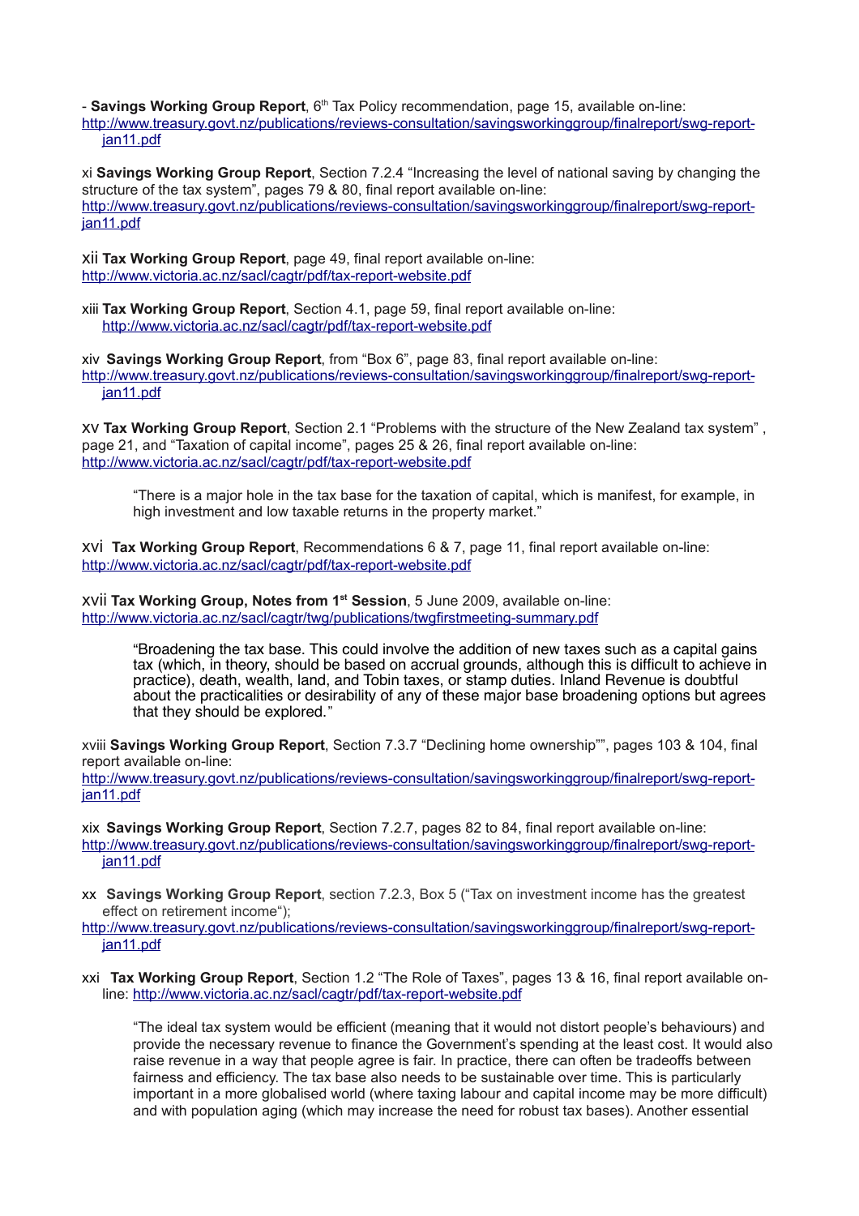- **Savings Working Group Report**, 6th Tax Policy recommendation, page 15, available on-line: http://www.treasury.govt.nz/publications/reviews-consultation/savingsworkinggroup/finalreport/swg-report-jan11.pdf

xi **Savings Working Group Report**, Section 7.2.4 "Increasing the level of national saving by changing the structure of the tax system", pages 79 & 80, final report available on-line: http://www.treasury.govt.nz/publications/reviews-consultation/savingsworkinggroup/finalreport/swg-report-jan11.pdf

xii **Tax Working Group Report**, page 49, final report available on-line: http://www.victoria.ac.nz/sacl/cagtr/pdf/tax-report-website.pdf

xiii **Tax Working Group Report**, Section 4.1, page 59, final report available on-line: http://www.victoria.ac.nz/sacl/cagtr/pdf/tax-report-website.pdf

xiv **Savings Working Group Report**, from "Box 6", page 83, final report available on-line: http://www.treasury.govt.nz/publications/reviews-consultation/savingsworkinggroup/finalreport/swg-report-jan11.pdf

xv **Tax Working Group Report**, Section 2.1 "Problems with the structure of the New Zealand tax system" , page 21, and "Taxation of capital income", pages 25 & 26, final report available on-line: http://www.victoria.ac.nz/sacl/cagtr/pdf/tax-report-website.pdf

> "There is a major hole in the tax base for the taxation of capital, which is manifest, for example, in high investment and low taxable returns in the property market."

xvi **Tax Working Group Report**, Recommendations 6 & 7, page 11, final report available on-line: http://www.victoria.ac.nz/sacl/cagtr/pdf/tax-report-website.pdf

xvii **Tax Working Group, Notes from 1st Session**, 5 June 2009, available on-line: http://www.victoria.ac.nz/sacl/cagtr/twg/publications/twgfirstmeeting-summary.pdf

> "Broadening the tax base. This could involve the addition of new taxes such as a capital gains tax (which, in theory, should be based on accrual grounds, although this is difficult to achieve in practice), death, wealth, land, and Tobin taxes, or stamp duties. Inland Revenue is doubtful about the practicalities or desirability of any of these major base broadening options but agrees that they should be explored."

xviii **Savings Working Group Report**, Section 7.3.7 "Declining home ownership"", pages 103 & 104, final report available on-line: http://www.treasury.govt.nz/publications/reviews-consultation/savingsworkinggroup/finalreport/swg-report-jan11.pdf

xix **Savings Working Group Report**, Section 7.2.7, pages 82 to 84, final report available on-line: http://www.treasury.govt.nz/publications/reviews-consultation/savingsworkinggroup/finalreport/swg-report-jan11.pdf

xx **Savings Working Group Report**, section 7.2.3, Box 5 ("Tax on investment income has the greatest effect on retirement income"); http://www.treasury.govt.nz/publications/reviews-consultation/savingsworkinggroup/finalreport/swg-report-jan11.pdf

xxi **Tax Working Group Report**, Section 1.2 "The Role of Taxes", pages 13 & 16, final report available on-line: http://www.victoria.ac.nz/sacl/cagtr/pdf/tax-report-website.pdf

> "The ideal tax system would be efficient (meaning that it would not distort people's behaviours) and provide the necessary revenue to finance the Government's spending at the least cost. It would also raise revenue in a way that people agree is fair. In practice, there can often be tradeoffs between fairness and efficiency. The tax base also needs to be sustainable over time. This is particularly important in a more globalised world (where taxing labour and capital income may be more difficult) and with population aging (which may increase the need for robust tax bases). Another essential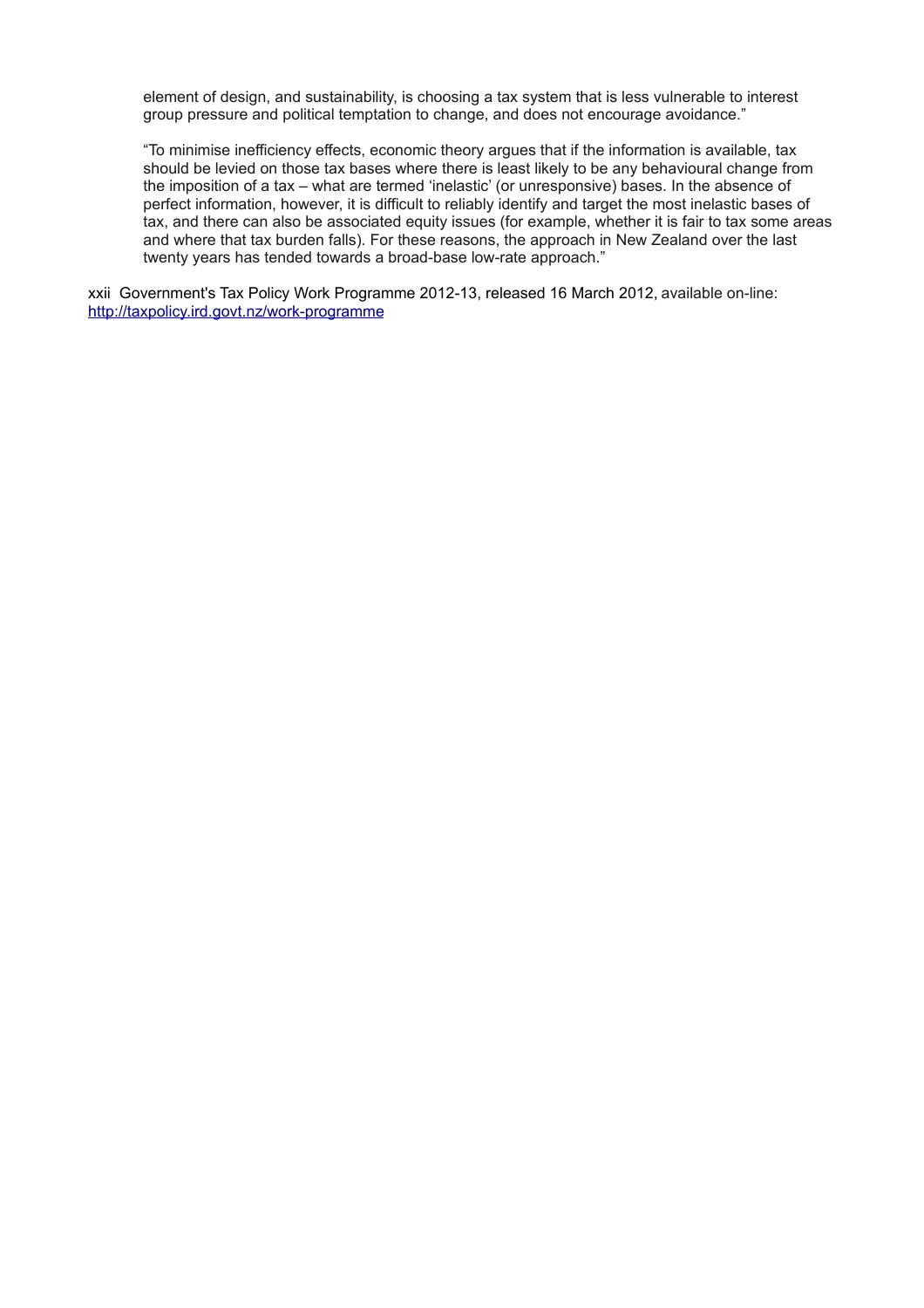element of design, and sustainability, is choosing a tax system that is less vulnerable to interest group pressure and political temptation to change, and does not encourage avoidance."

"To minimise inefficiency effects, economic theory argues that if the information is available, tax should be levied on those tax bases where there is least likely to be any behavioural change from the imposition of a tax – what are termed 'inelastic' (or unresponsive) bases. In the absence of perfect information, however, it is difficult to reliably identify and target the most inelastic bases of tax, and there can also be associated equity issues (for example, whether it is fair to tax some areas and where that tax burden falls). For these reasons, the approach in New Zealand over the last twenty years has tended towards a broad-base low-rate approach."

xxii Government's Tax Policy Work Programme 2012-13, released 16 March 2012, available on-line: http://taxpolicy.ird.govt.nz/work-programme